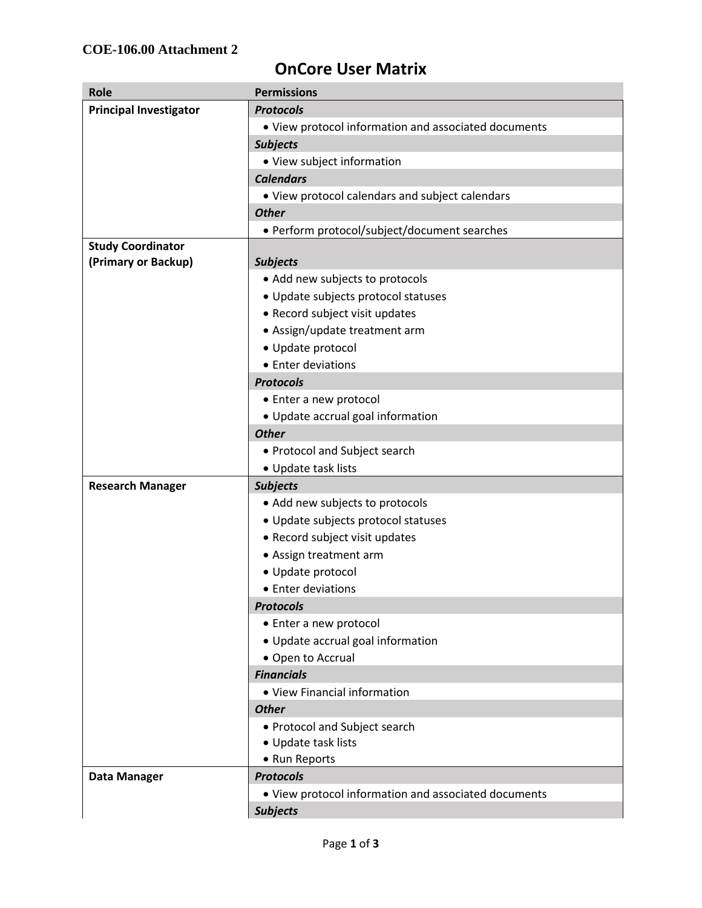COE-106.00 Attachment 2

# OnCore User Matrix

| Role | Permissions |
| --- | --- |
| **Principal Investigator** | ***Protocols*** |
| | • View protocol information and associated documents |
| | ***Subjects*** |
| | • View subject information |
| | ***Calendars*** |
| | • View protocol calendars and subject calendars |
| | ***Other*** |
| | • Perform protocol/subject/document searches |
| **Study Coordinator (Primary or Backup)** | ***Subjects*** |
| | • Add new subjects to protocols |
| | • Update subjects protocol statuses |
| | • Record subject visit updates |
| | • Assign/update treatment arm |
| | • Update protocol |
| | • Enter deviations |
| | ***Protocols*** |
| | • Enter a new protocol |
| | • Update accrual goal information |
| | ***Other*** |
| | • Protocol and Subject search |
| | • Update task lists |
| **Research Manager** | ***Subjects*** |
| | • Add new subjects to protocols |
| | • Update subjects protocol statuses |
| | • Record subject visit updates |
| | • Assign treatment arm |
| | • Update protocol |
| | • Enter deviations |
| | ***Protocols*** |
| | • Enter a new protocol |
| | • Update accrual goal information |
| | • Open to Accrual |
| | ***Financials*** |
| | • View Financial information |
| | ***Other*** |
| | • Protocol and Subject search |
| | • Update task lists |
| | • Run Reports |
| **Data Manager** | ***Protocols*** |
| | • View protocol information and associated documents |
| | ***Subjects*** |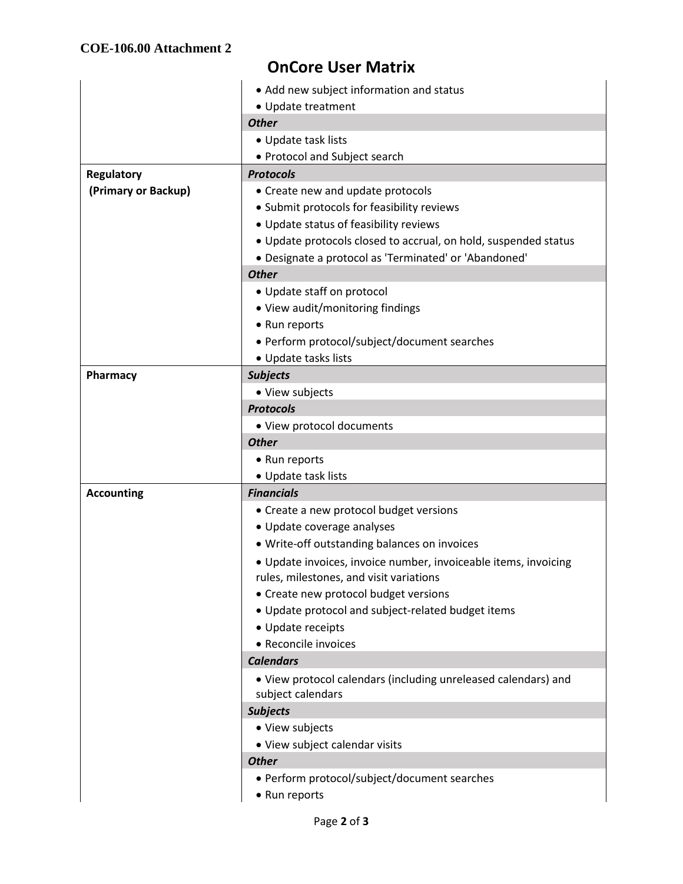COE-106.00 Attachment 2

# OnCore User Matrix

| | |
|---|---|
| | • Add new subject information and status<br>• Update treatment<br>***Other***<br>• Update task lists<br>• Protocol and Subject search |
| **Regulatory (Primary or Backup)** | ***Protocols***<br>• Create new and update protocols<br>• Submit protocols for feasibility reviews<br>• Update status of feasibility reviews<br>• Update protocols closed to accrual, on hold, suspended status<br>• Designate a protocol as 'Terminated' or 'Abandoned'<br>***Other***<br>• Update staff on protocol<br>• View audit/monitoring findings<br>• Run reports<br>• Perform protocol/subject/document searches<br>• Update tasks lists |
| **Pharmacy** | ***Subjects***<br>• View subjects<br>***Protocols***<br>• View protocol documents<br>***Other***<br>• Run reports<br>• Update task lists |
| **Accounting** | ***Financials***<br>• Create a new protocol budget versions<br>• Update coverage analyses<br>• Write-off outstanding balances on invoices<br>• Update invoices, invoice number, invoiceable items, invoicing rules, milestones, and visit variations<br>• Create new protocol budget versions<br>• Update protocol and subject-related budget items<br>• Update receipts<br>• Reconcile invoices<br>***Calendars***<br>• View protocol calendars (including unreleased calendars) and subject calendars<br>***Subjects***<br>• View subjects<br>• View subject calendar visits<br>***Other***<br>• Perform protocol/subject/document searches<br>• Run reports |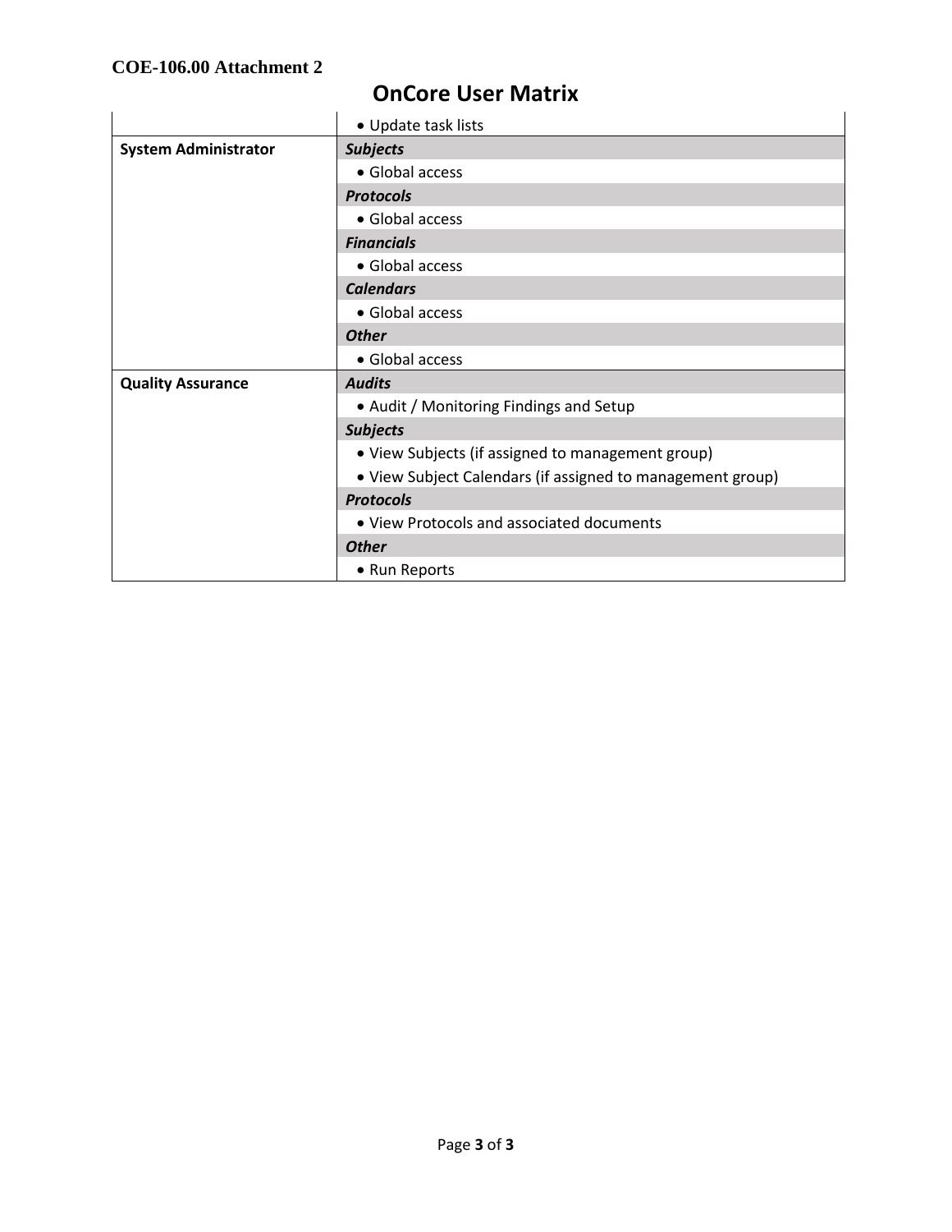# OnCore User Matrix

| | |
|---|---|
| | • Update task lists |
| **System Administrator** | ***Subjects*** |
| | • Global access |
| | ***Protocols*** |
| | • Global access |
| | ***Financials*** |
| | • Global access |
| | ***Calendars*** |
| | • Global access |
| | ***Other*** |
| | • Global access |
| **Quality Assurance** | ***Audits*** |
| | • Audit / Monitoring Findings and Setup |
| | ***Subjects*** |
| | • View Subjects (if assigned to management group) |
| | • View Subject Calendars (if assigned to management group) |
| | ***Protocols*** |
| | • View Protocols and associated documents |
| | ***Other*** |
| | • Run Reports |